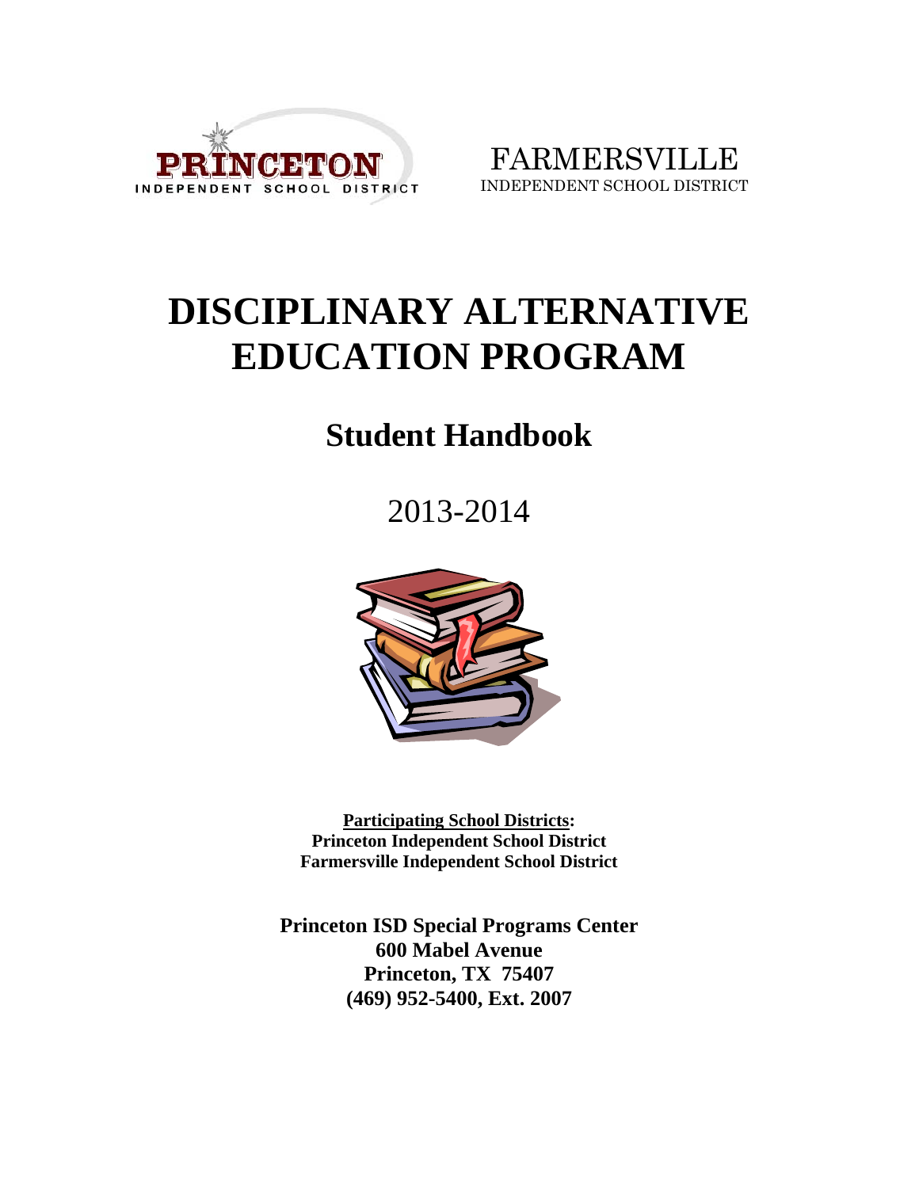PRINCETON
INDEPENDENT SCHOOL DISTRICT

FARMERSVILLE
INDEPENDENT SCHOOL DISTRICT

# DISCIPLINARY ALTERNATIVE EDUCATION PROGRAM

## Student Handbook

2013-2014

**Participating School Districts:**
**Princeton Independent School District**
**Farmersville Independent School District**

**Princeton ISD Special Programs Center**
**600 Mabel Avenue**
**Princeton, TX 75407**
**(469) 952-5400, Ext. 2007**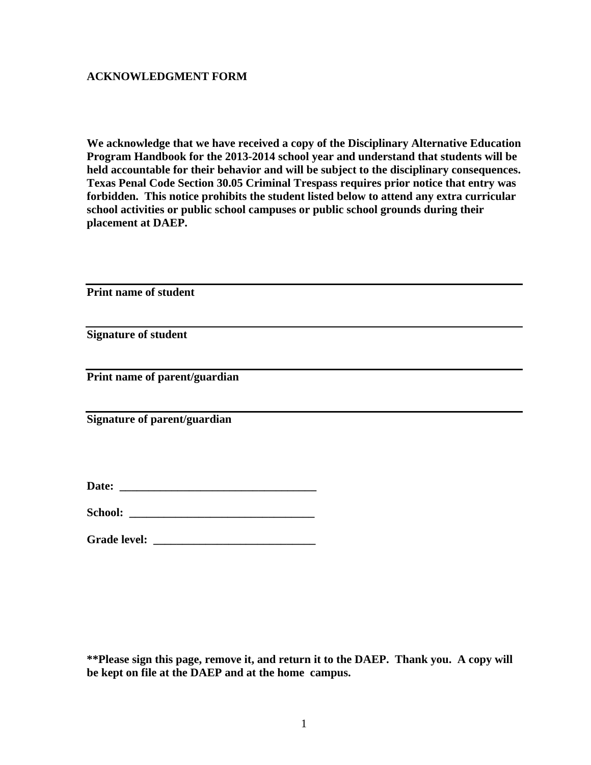**ACKNOWLEDGMENT FORM**

**We acknowledge that we have received a copy of the Disciplinary Alternative Education Program Handbook for the 2013-2014 school year and understand that students will be held accountable for their behavior and will be subject to the disciplinary consequences. Texas Penal Code Section 30.05 Criminal Trespass requires prior notice that entry was forbidden. This notice prohibits the student listed below to attend any extra curricular school activities or public school campuses or public school grounds during their placement at DAEP.**

\_\_\_\_\_\_\_\_\_\_\_\_\_\_\_\_\_\_\_\_\_\_\_\_\_\_\_\_\_\_\_\_\_\_\_\_\_\_\_\_\_\_\_\_\_\_\_\_\_\_\_\_\_\_\_\_\_\_\_\_\_\_

**Print name of student**

\_\_\_\_\_\_\_\_\_\_\_\_\_\_\_\_\_\_\_\_\_\_\_\_\_\_\_\_\_\_\_\_\_\_\_\_\_\_\_\_\_\_\_\_\_\_\_\_\_\_\_\_\_\_\_\_\_\_\_\_\_\_

**Signature of student**

\_\_\_\_\_\_\_\_\_\_\_\_\_\_\_\_\_\_\_\_\_\_\_\_\_\_\_\_\_\_\_\_\_\_\_\_\_\_\_\_\_\_\_\_\_\_\_\_\_\_\_\_\_\_\_\_\_\_\_\_\_\_

**Print name of parent/guardian**

\_\_\_\_\_\_\_\_\_\_\_\_\_\_\_\_\_\_\_\_\_\_\_\_\_\_\_\_\_\_\_\_\_\_\_\_\_\_\_\_\_\_\_\_\_\_\_\_\_\_\_\_\_\_\_\_\_\_\_\_\_\_

**Signature of parent/guardian**

**Date: \_\_\_\_\_\_\_\_\_\_\_\_\_\_\_\_\_\_\_\_\_\_\_\_\_\_\_\_\_\_\_\_\_\_\_**

**School: \_\_\_\_\_\_\_\_\_\_\_\_\_\_\_\_\_\_\_\_\_\_\_\_\_\_\_\_\_\_\_\_\_**

**Grade level: \_\_\_\_\_\_\_\_\_\_\_\_\_\_\_\_\_\_\_\_\_\_\_\_\_\_\_\_**

**\*\*Please sign this page, remove it, and return it to the DAEP. Thank you. A copy will be kept on file at the DAEP and at the home campus.**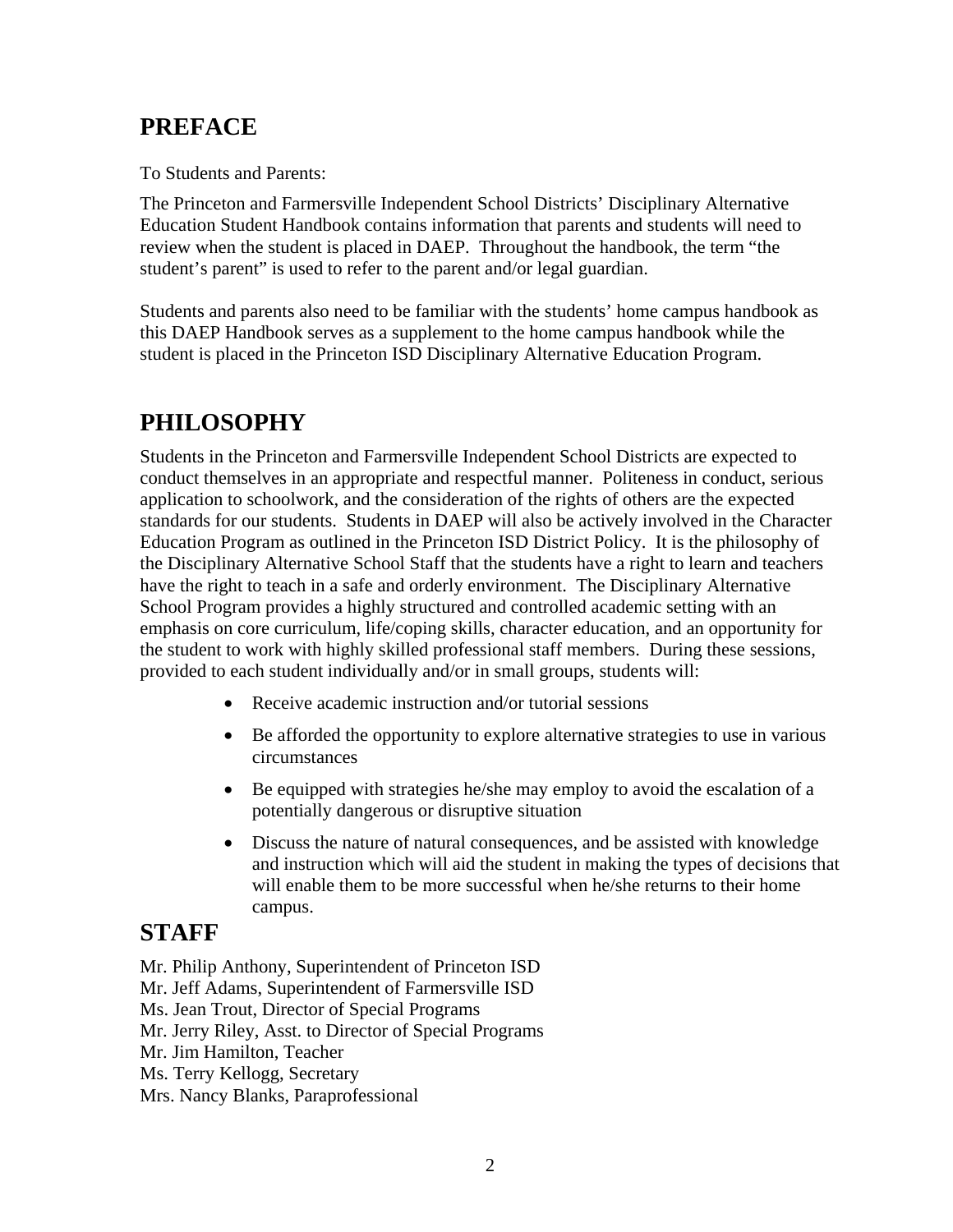## PREFACE

To Students and Parents:

The Princeton and Farmersville Independent School Districts' Disciplinary Alternative Education Student Handbook contains information that parents and students will need to review when the student is placed in DAEP. Throughout the handbook, the term "the student's parent" is used to refer to the parent and/or legal guardian.

Students and parents also need to be familiar with the students' home campus handbook as this DAEP Handbook serves as a supplement to the home campus handbook while the student is placed in the Princeton ISD Disciplinary Alternative Education Program.

## PHILOSOPHY

Students in the Princeton and Farmersville Independent School Districts are expected to conduct themselves in an appropriate and respectful manner. Politeness in conduct, serious application to schoolwork, and the consideration of the rights of others are the expected standards for our students. Students in DAEP will also be actively involved in the Character Education Program as outlined in the Princeton ISD District Policy. It is the philosophy of the Disciplinary Alternative School Staff that the students have a right to learn and teachers have the right to teach in a safe and orderly environment. The Disciplinary Alternative School Program provides a highly structured and controlled academic setting with an emphasis on core curriculum, life/coping skills, character education, and an opportunity for the student to work with highly skilled professional staff members. During these sessions, provided to each student individually and/or in small groups, students will:

- Receive academic instruction and/or tutorial sessions
- Be afforded the opportunity to explore alternative strategies to use in various circumstances
- Be equipped with strategies he/she may employ to avoid the escalation of a potentially dangerous or disruptive situation
- Discuss the nature of natural consequences, and be assisted with knowledge and instruction which will aid the student in making the types of decisions that will enable them to be more successful when he/she returns to their home campus.

## STAFF

Mr. Philip Anthony, Superintendent of Princeton ISD
Mr. Jeff Adams, Superintendent of Farmersville ISD
Ms. Jean Trout, Director of Special Programs
Mr. Jerry Riley, Asst. to Director of Special Programs
Mr. Jim Hamilton, Teacher
Ms. Terry Kellogg, Secretary
Mrs. Nancy Blanks, Paraprofessional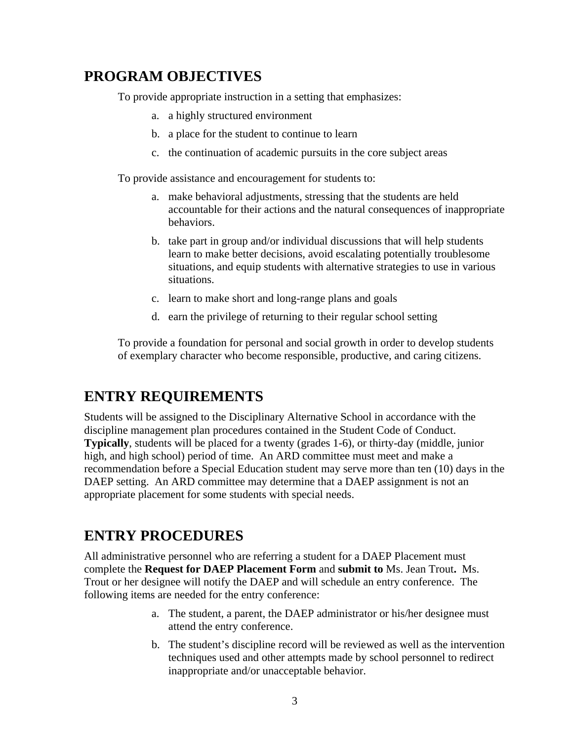## PROGRAM OBJECTIVES

To provide appropriate instruction in a setting that emphasizes:

a. a highly structured environment
b. a place for the student to continue to learn
c. the continuation of academic pursuits in the core subject areas

To provide assistance and encouragement for students to:

a. make behavioral adjustments, stressing that the students are held accountable for their actions and the natural consequences of inappropriate behaviors.
b. take part in group and/or individual discussions that will help students learn to make better decisions, avoid escalating potentially troublesome situations, and equip students with alternative strategies to use in various situations.
c. learn to make short and long-range plans and goals
d. earn the privilege of returning to their regular school setting

To provide a foundation for personal and social growth in order to develop students of exemplary character who become responsible, productive, and caring citizens.

## ENTRY REQUIREMENTS

Students will be assigned to the Disciplinary Alternative School in accordance with the discipline management plan procedures contained in the Student Code of Conduct. **Typically**, students will be placed for a twenty (grades 1-6), or thirty-day (middle, junior high, and high school) period of time. An ARD committee must meet and make a recommendation before a Special Education student may serve more than ten (10) days in the DAEP setting. An ARD committee may determine that a DAEP assignment is not an appropriate placement for some students with special needs.

## ENTRY PROCEDURES

All administrative personnel who are referring a student for a DAEP Placement must complete the **Request for DAEP Placement Form** and **submit to** Ms. Jean Trout**.** Ms. Trout or her designee will notify the DAEP and will schedule an entry conference. The following items are needed for the entry conference:

a. The student, a parent, the DAEP administrator or his/her designee must attend the entry conference.
b. The student's discipline record will be reviewed as well as the intervention techniques used and other attempts made by school personnel to redirect inappropriate and/or unacceptable behavior.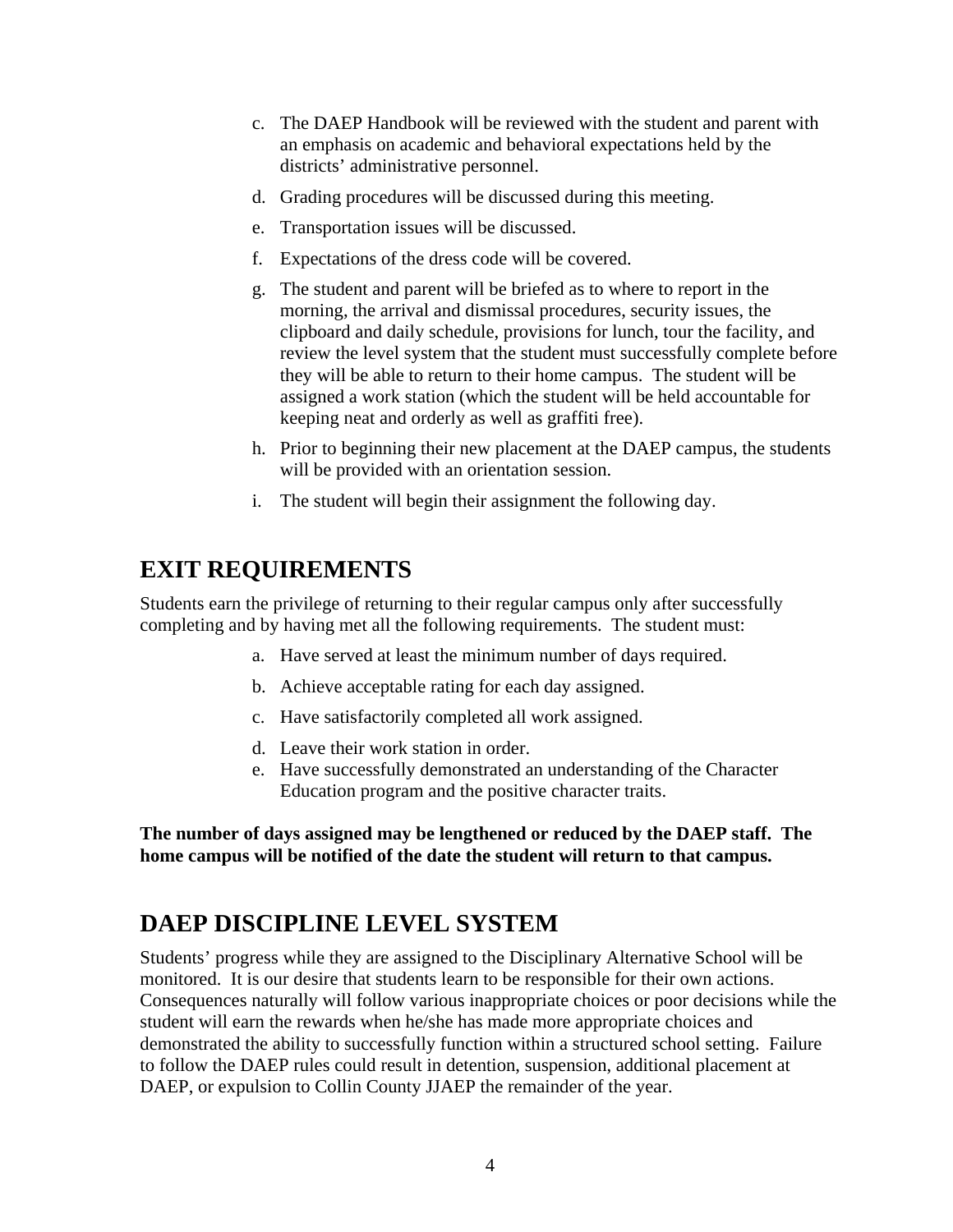c. The DAEP Handbook will be reviewed with the student and parent with an emphasis on academic and behavioral expectations held by the districts' administrative personnel.
d. Grading procedures will be discussed during this meeting.
e. Transportation issues will be discussed.
f. Expectations of the dress code will be covered.
g. The student and parent will be briefed as to where to report in the morning, the arrival and dismissal procedures, security issues, the clipboard and daily schedule, provisions for lunch, tour the facility, and review the level system that the student must successfully complete before they will be able to return to their home campus. The student will be assigned a work station (which the student will be held accountable for keeping neat and orderly as well as graffiti free).
h. Prior to beginning their new placement at the DAEP campus, the students will be provided with an orientation session.
i. The student will begin their assignment the following day.

## EXIT REQUIREMENTS

Students earn the privilege of returning to their regular campus only after successfully completing and by having met all the following requirements. The student must:

a. Have served at least the minimum number of days required.
b. Achieve acceptable rating for each day assigned.
c. Have satisfactorily completed all work assigned.
d. Leave their work station in order.
e. Have successfully demonstrated an understanding of the Character Education program and the positive character traits.

**The number of days assigned may be lengthened or reduced by the DAEP staff. The home campus will be notified of the date the student will return to that campus.**

## DAEP DISCIPLINE LEVEL SYSTEM

Students' progress while they are assigned to the Disciplinary Alternative School will be monitored. It is our desire that students learn to be responsible for their own actions. Consequences naturally will follow various inappropriate choices or poor decisions while the student will earn the rewards when he/she has made more appropriate choices and demonstrated the ability to successfully function within a structured school setting. Failure to follow the DAEP rules could result in detention, suspension, additional placement at DAEP, or expulsion to Collin County JJAEP the remainder of the year.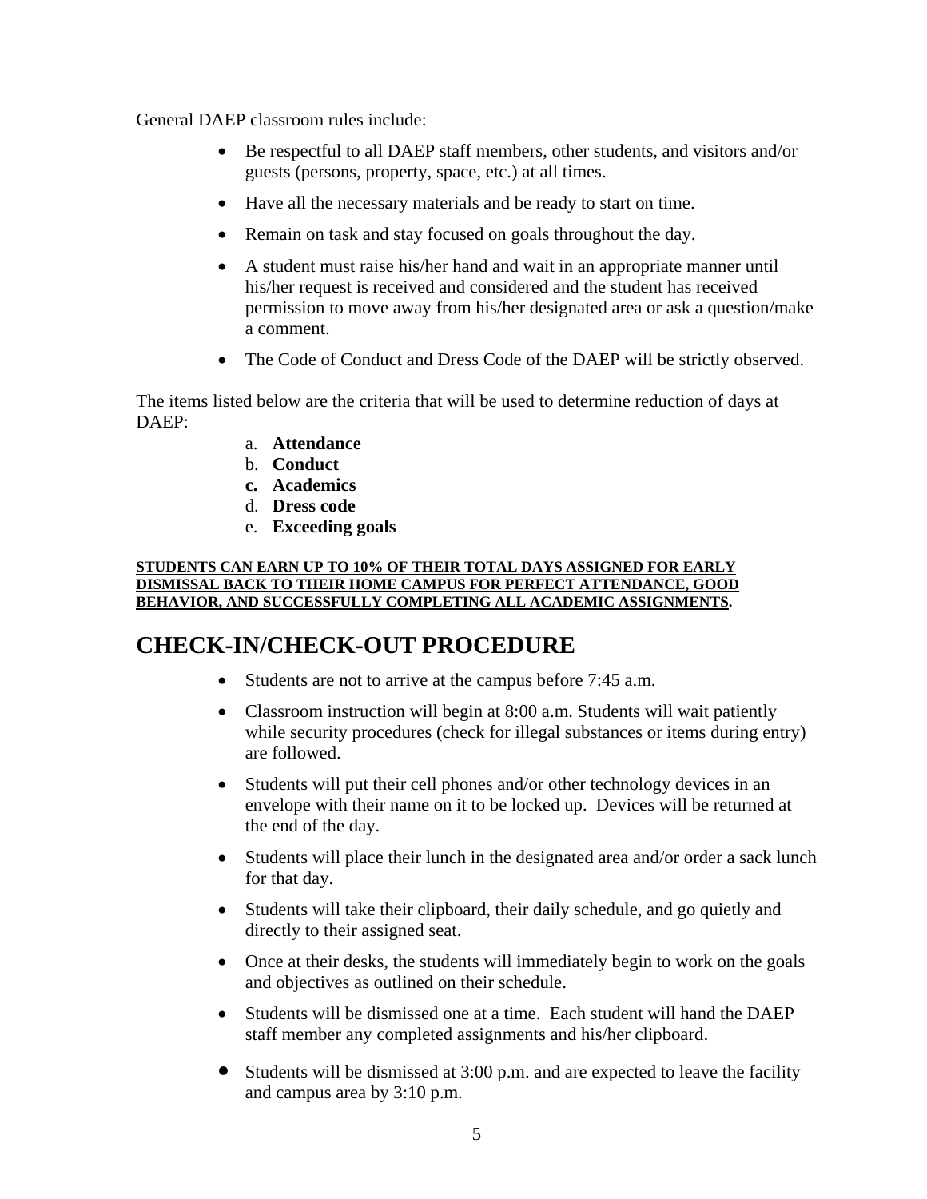General DAEP classroom rules include:

- Be respectful to all DAEP staff members, other students, and visitors and/or guests (persons, property, space, etc.) at all times.
- Have all the necessary materials and be ready to start on time.
- Remain on task and stay focused on goals throughout the day.
- A student must raise his/her hand and wait in an appropriate manner until his/her request is received and considered and the student has received permission to move away from his/her designated area or ask a question/make a comment.
- The Code of Conduct and Dress Code of the DAEP will be strictly observed.

The items listed below are the criteria that will be used to determine reduction of days at DAEP:

a. **Attendance**
b. **Conduct**
c. **Academics**
d. **Dress code**
e. **Exceeding goals**

**STUDENTS CAN EARN UP TO 10% OF THEIR TOTAL DAYS ASSIGNED FOR EARLY DISMISSAL BACK TO THEIR HOME CAMPUS FOR PERFECT ATTENDANCE, GOOD BEHAVIOR, AND SUCCESSFULLY COMPLETING ALL ACADEMIC ASSIGNMENTS.**

# CHECK-IN/CHECK-OUT PROCEDURE

- Students are not to arrive at the campus before 7:45 a.m.
- Classroom instruction will begin at 8:00 a.m. Students will wait patiently while security procedures (check for illegal substances or items during entry) are followed.
- Students will put their cell phones and/or other technology devices in an envelope with their name on it to be locked up. Devices will be returned at the end of the day.
- Students will place their lunch in the designated area and/or order a sack lunch for that day.
- Students will take their clipboard, their daily schedule, and go quietly and directly to their assigned seat.
- Once at their desks, the students will immediately begin to work on the goals and objectives as outlined on their schedule.
- Students will be dismissed one at a time. Each student will hand the DAEP staff member any completed assignments and his/her clipboard.
- Students will be dismissed at 3:00 p.m. and are expected to leave the facility and campus area by 3:10 p.m.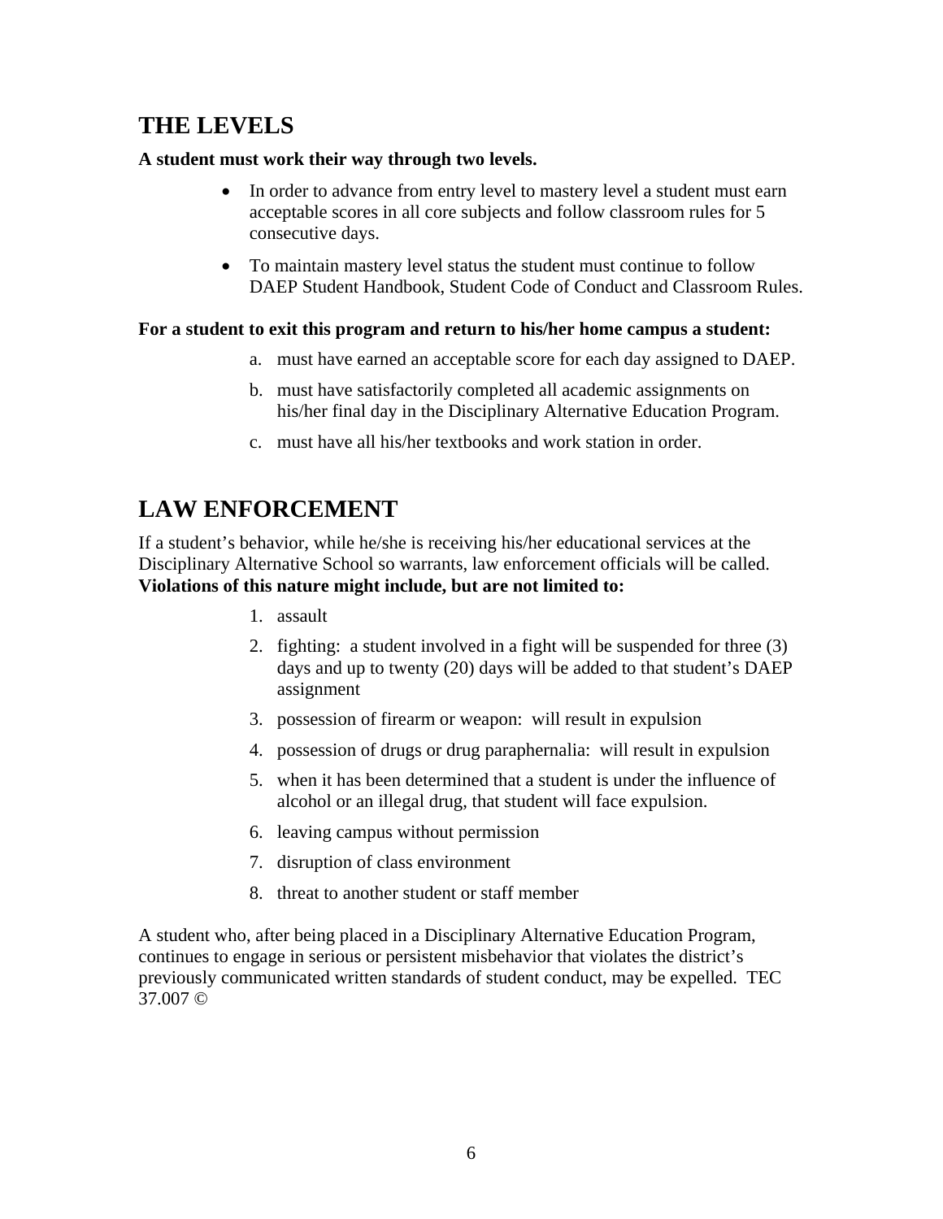## THE LEVELS

**A student must work their way through two levels.**

- In order to advance from entry level to mastery level a student must earn acceptable scores in all core subjects and follow classroom rules for 5 consecutive days.
- To maintain mastery level status the student must continue to follow DAEP Student Handbook, Student Code of Conduct and Classroom Rules.

**For a student to exit this program and return to his/her home campus a student:**

a. must have earned an acceptable score for each day assigned to DAEP.

b. must have satisfactorily completed all academic assignments on his/her final day in the Disciplinary Alternative Education Program.

c. must have all his/her textbooks and work station in order.

## LAW ENFORCEMENT

If a student's behavior, while he/she is receiving his/her educational services at the Disciplinary Alternative School so warrants, law enforcement officials will be called. **Violations of this nature might include, but are not limited to:**

1. assault
2. fighting: a student involved in a fight will be suspended for three (3) days and up to twenty (20) days will be added to that student's DAEP assignment
3. possession of firearm or weapon: will result in expulsion
4. possession of drugs or drug paraphernalia: will result in expulsion
5. when it has been determined that a student is under the influence of alcohol or an illegal drug, that student will face expulsion.
6. leaving campus without permission
7. disruption of class environment
8. threat to another student or staff member

A student who, after being placed in a Disciplinary Alternative Education Program, continues to engage in serious or persistent misbehavior that violates the district's previously communicated written standards of student conduct, may be expelled. TEC 37.007 ©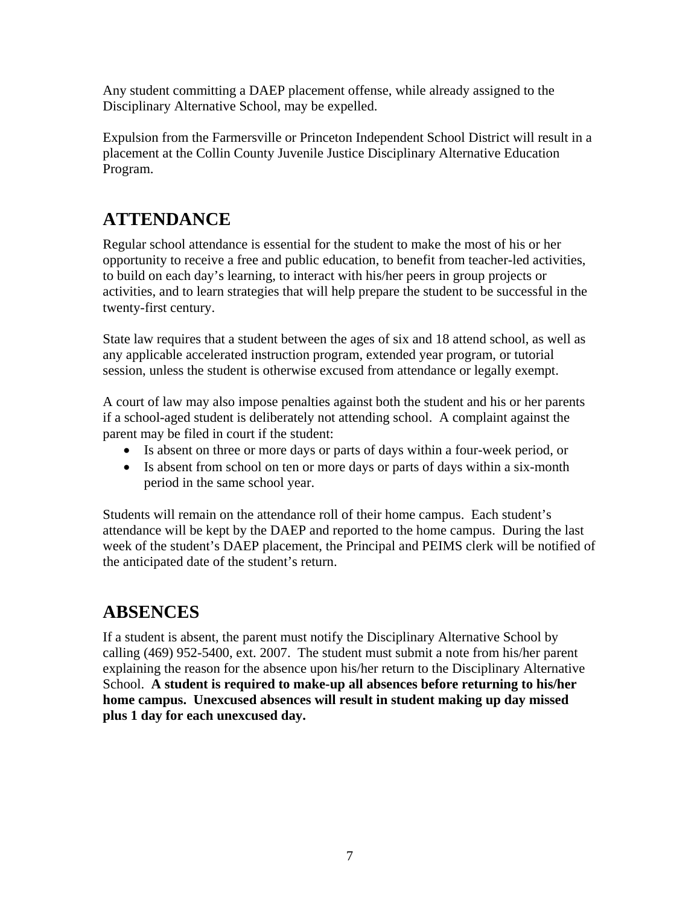Any student committing a DAEP placement offense, while already assigned to the Disciplinary Alternative School, may be expelled.

Expulsion from the Farmersville or Princeton Independent School District will result in a placement at the Collin County Juvenile Justice Disciplinary Alternative Education Program.

## ATTENDANCE

Regular school attendance is essential for the student to make the most of his or her opportunity to receive a free and public education, to benefit from teacher-led activities, to build on each day's learning, to interact with his/her peers in group projects or activities, and to learn strategies that will help prepare the student to be successful in the twenty-first century.

State law requires that a student between the ages of six and 18 attend school, as well as any applicable accelerated instruction program, extended year program, or tutorial session, unless the student is otherwise excused from attendance or legally exempt.

A court of law may also impose penalties against both the student and his or her parents if a school-aged student is deliberately not attending school. A complaint against the parent may be filed in court if the student:

- Is absent on three or more days or parts of days within a four-week period, or
- Is absent from school on ten or more days or parts of days within a six-month period in the same school year.

Students will remain on the attendance roll of their home campus. Each student's attendance will be kept by the DAEP and reported to the home campus. During the last week of the student's DAEP placement, the Principal and PEIMS clerk will be notified of the anticipated date of the student's return.

## ABSENCES

If a student is absent, the parent must notify the Disciplinary Alternative School by calling (469) 952-5400, ext. 2007. The student must submit a note from his/her parent explaining the reason for the absence upon his/her return to the Disciplinary Alternative School. **A student is required to make-up all absences before returning to his/her home campus. Unexcused absences will result in student making up day missed plus 1 day for each unexcused day.**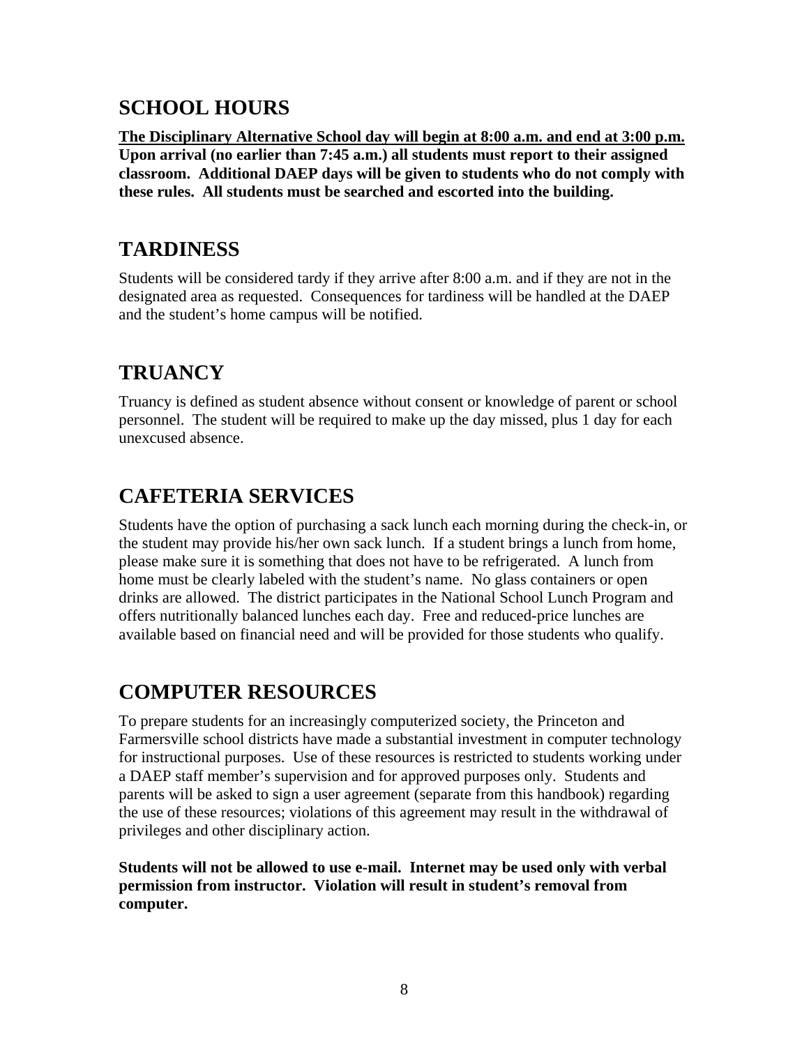## SCHOOL HOURS

**<u>The Disciplinary Alternative School day will begin at 8:00 a.m. and end at 3:00 p.m.</u> Upon arrival (no earlier than 7:45 a.m.) all students must report to their assigned classroom. Additional DAEP days will be given to students who do not comply with these rules. All students must be searched and escorted into the building.**

## TARDINESS

Students will be considered tardy if they arrive after 8:00 a.m. and if they are not in the designated area as requested. Consequences for tardiness will be handled at the DAEP and the student's home campus will be notified.

## TRUANCY

Truancy is defined as student absence without consent or knowledge of parent or school personnel. The student will be required to make up the day missed, plus 1 day for each unexcused absence.

## CAFETERIA SERVICES

Students have the option of purchasing a sack lunch each morning during the check-in, or the student may provide his/her own sack lunch. If a student brings a lunch from home, please make sure it is something that does not have to be refrigerated. A lunch from home must be clearly labeled with the student's name. No glass containers or open drinks are allowed. The district participates in the National School Lunch Program and offers nutritionally balanced lunches each day. Free and reduced-price lunches are available based on financial need and will be provided for those students who qualify.

## COMPUTER RESOURCES

To prepare students for an increasingly computerized society, the Princeton and Farmersville school districts have made a substantial investment in computer technology for instructional purposes. Use of these resources is restricted to students working under a DAEP staff member's supervision and for approved purposes only. Students and parents will be asked to sign a user agreement (separate from this handbook) regarding the use of these resources; violations of this agreement may result in the withdrawal of privileges and other disciplinary action.

**Students will not be allowed to use e-mail. Internet may be used only with verbal permission from instructor. Violation will result in student's removal from computer.**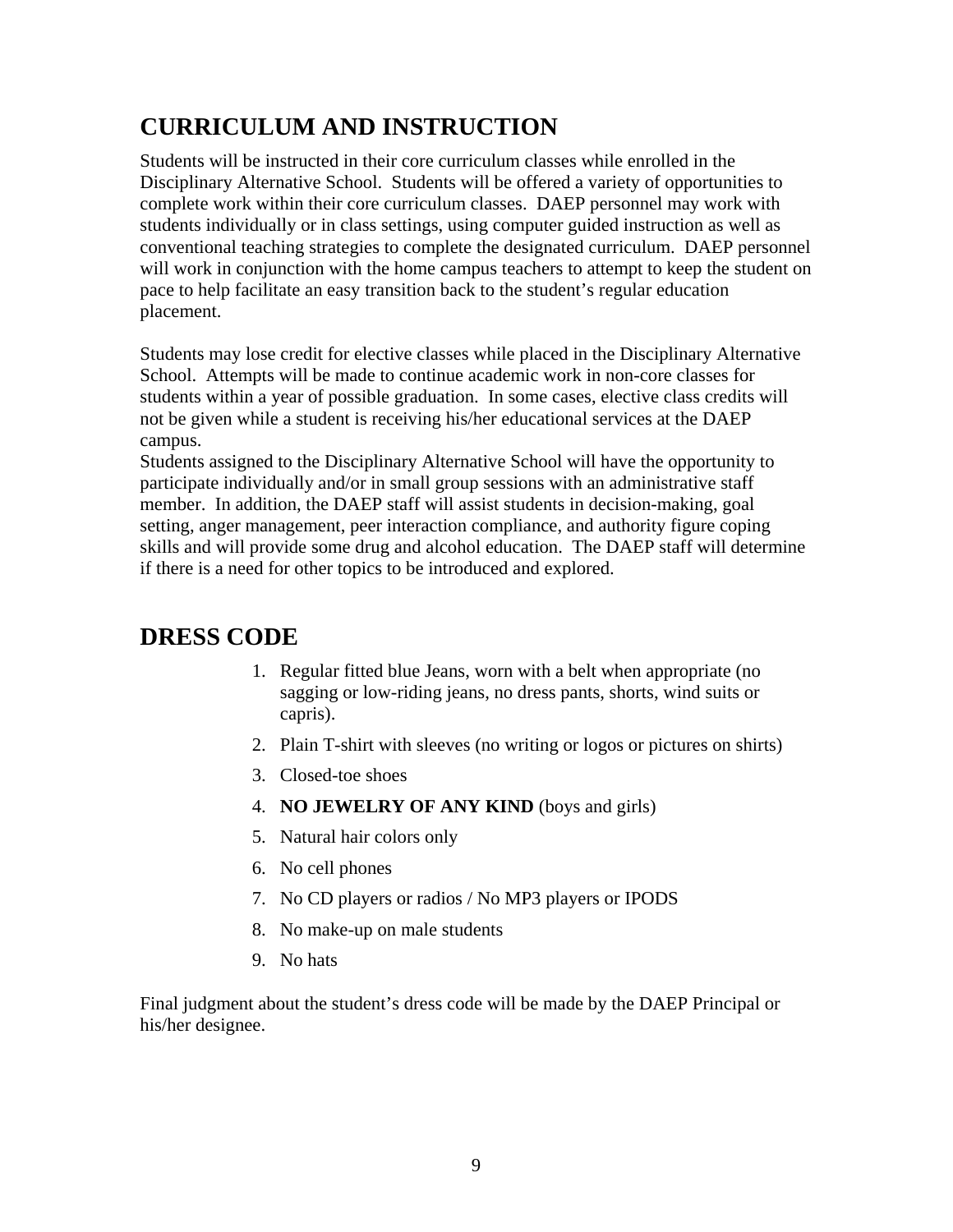## CURRICULUM AND INSTRUCTION

Students will be instructed in their core curriculum classes while enrolled in the Disciplinary Alternative School. Students will be offered a variety of opportunities to complete work within their core curriculum classes. DAEP personnel may work with students individually or in class settings, using computer guided instruction as well as conventional teaching strategies to complete the designated curriculum. DAEP personnel will work in conjunction with the home campus teachers to attempt to keep the student on pace to help facilitate an easy transition back to the student's regular education placement.

Students may lose credit for elective classes while placed in the Disciplinary Alternative School. Attempts will be made to continue academic work in non-core classes for students within a year of possible graduation. In some cases, elective class credits will not be given while a student is receiving his/her educational services at the DAEP campus.
Students assigned to the Disciplinary Alternative School will have the opportunity to participate individually and/or in small group sessions with an administrative staff member. In addition, the DAEP staff will assist students in decision-making, goal setting, anger management, peer interaction compliance, and authority figure coping skills and will provide some drug and alcohol education. The DAEP staff will determine if there is a need for other topics to be introduced and explored.

## DRESS CODE

1. Regular fitted blue Jeans, worn with a belt when appropriate (no sagging or low-riding jeans, no dress pants, shorts, wind suits or capris).
2. Plain T-shirt with sleeves (no writing or logos or pictures on shirts)
3. Closed-toe shoes
4. **NO JEWELRY OF ANY KIND** (boys and girls)
5. Natural hair colors only
6. No cell phones
7. No CD players or radios / No MP3 players or IPODS
8. No make-up on male students
9. No hats

Final judgment about the student's dress code will be made by the DAEP Principal or his/her designee.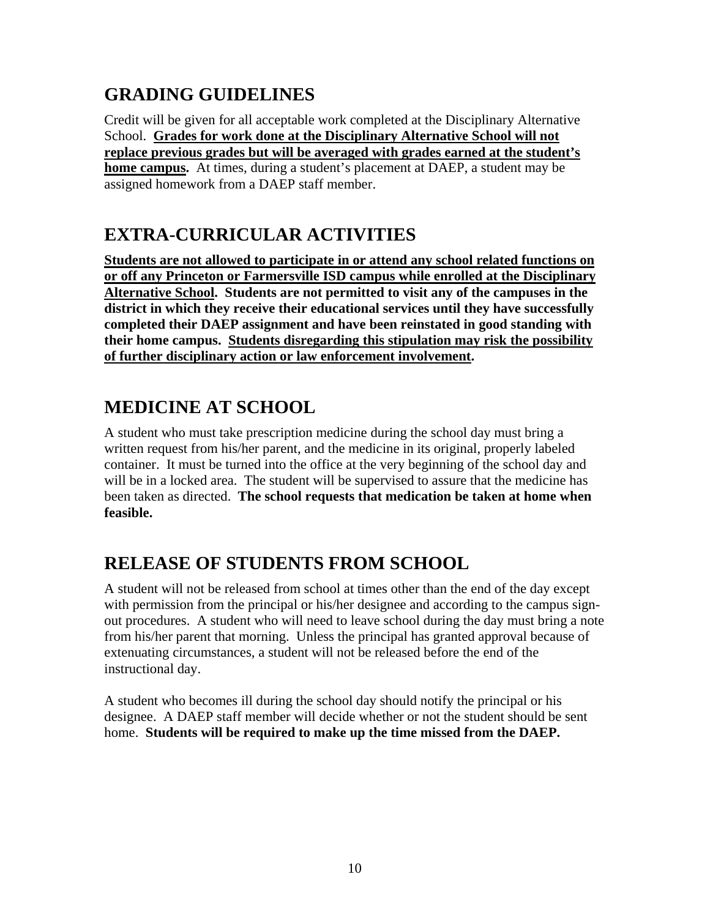## GRADING GUIDELINES

Credit will be given for all acceptable work completed at the Disciplinary Alternative School. **<u>Grades for work done at the Disciplinary Alternative School will not replace previous grades but will be averaged with grades earned at the student's home campus</u>.** At times, during a student's placement at DAEP, a student may be assigned homework from a DAEP staff member.

## EXTRA-CURRICULAR ACTIVITIES

**<u>Students are not allowed to participate in or attend any school related functions on or off any Princeton or Farmersville ISD campus while enrolled at the Disciplinary Alternative School</u>. Students are not permitted to visit any of the campuses in the district in which they receive their educational services until they have successfully completed their DAEP assignment and have been reinstated in good standing with their home campus. <u>Students disregarding this stipulation may risk the possibility of further disciplinary action or law enforcement involvement</u>.**

## MEDICINE AT SCHOOL

A student who must take prescription medicine during the school day must bring a written request from his/her parent, and the medicine in its original, properly labeled container. It must be turned into the office at the very beginning of the school day and will be in a locked area. The student will be supervised to assure that the medicine has been taken as directed. **The school requests that medication be taken at home when feasible.**

## RELEASE OF STUDENTS FROM SCHOOL

A student will not be released from school at times other than the end of the day except with permission from the principal or his/her designee and according to the campus sign-out procedures. A student who will need to leave school during the day must bring a note from his/her parent that morning. Unless the principal has granted approval because of extenuating circumstances, a student will not be released before the end of the instructional day.

A student who becomes ill during the school day should notify the principal or his designee. A DAEP staff member will decide whether or not the student should be sent home. **Students will be required to make up the time missed from the DAEP.**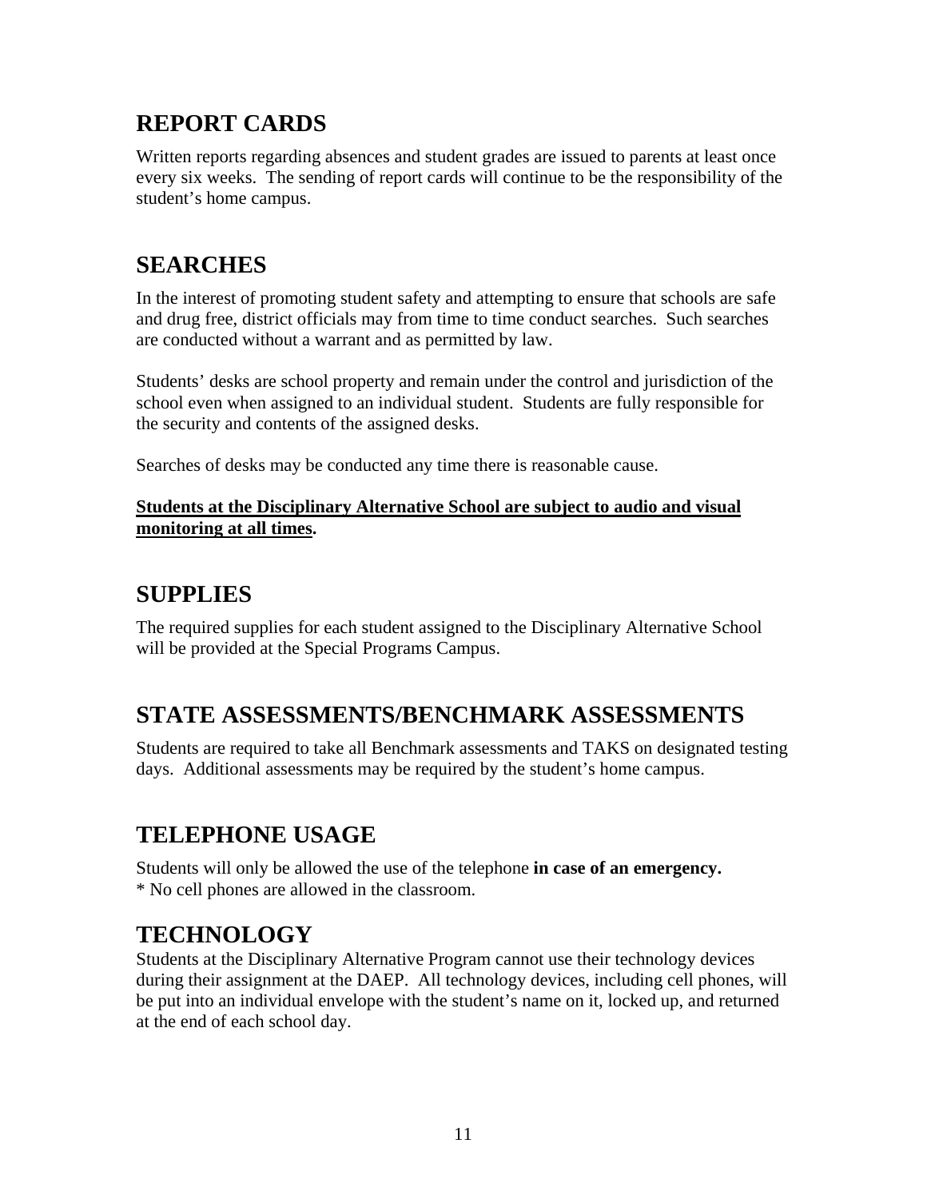## REPORT CARDS

Written reports regarding absences and student grades are issued to parents at least once every six weeks. The sending of report cards will continue to be the responsibility of the student's home campus.

## SEARCHES

In the interest of promoting student safety and attempting to ensure that schools are safe and drug free, district officials may from time to time conduct searches. Such searches are conducted without a warrant and as permitted by law.

Students' desks are school property and remain under the control and jurisdiction of the school even when assigned to an individual student. Students are fully responsible for the security and contents of the assigned desks.

Searches of desks may be conducted any time there is reasonable cause.

**<u>Students at the Disciplinary Alternative School are subject to audio and visual monitoring at all times</u>.**

## SUPPLIES

The required supplies for each student assigned to the Disciplinary Alternative School will be provided at the Special Programs Campus.

## STATE ASSESSMENTS/BENCHMARK ASSESSMENTS

Students are required to take all Benchmark assessments and TAKS on designated testing days. Additional assessments may be required by the student's home campus.

## TELEPHONE USAGE

Students will only be allowed the use of the telephone **in case of an emergency.**
* No cell phones are allowed in the classroom.

## TECHNOLOGY

Students at the Disciplinary Alternative Program cannot use their technology devices during their assignment at the DAEP. All technology devices, including cell phones, will be put into an individual envelope with the student's name on it, locked up, and returned at the end of each school day.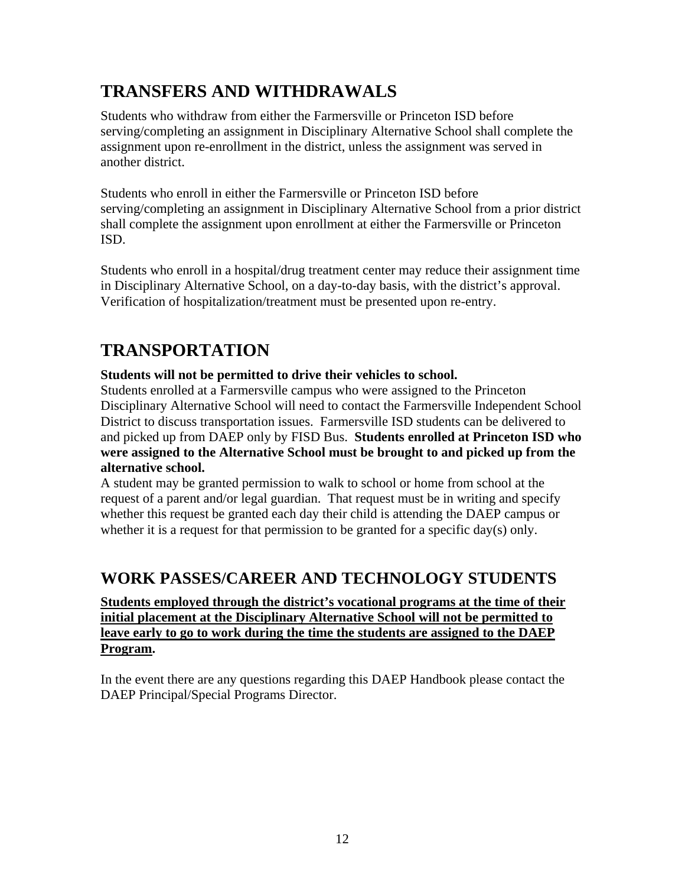# TRANSFERS AND WITHDRAWALS

Students who withdraw from either the Farmersville or Princeton ISD before serving/completing an assignment in Disciplinary Alternative School shall complete the assignment upon re-enrollment in the district, unless the assignment was served in another district.

Students who enroll in either the Farmersville or Princeton ISD before serving/completing an assignment in Disciplinary Alternative School from a prior district shall complete the assignment upon enrollment at either the Farmersville or Princeton ISD.

Students who enroll in a hospital/drug treatment center may reduce their assignment time in Disciplinary Alternative School, on a day-to-day basis, with the district's approval. Verification of hospitalization/treatment must be presented upon re-entry.

# TRANSPORTATION

**Students will not be permitted to drive their vehicles to school.**
Students enrolled at a Farmersville campus who were assigned to the Princeton Disciplinary Alternative School will need to contact the Farmersville Independent School District to discuss transportation issues. Farmersville ISD students can be delivered to and picked up from DAEP only by FISD Bus. **Students enrolled at Princeton ISD who were assigned to the Alternative School must be brought to and picked up from the alternative school.**
A student may be granted permission to walk to school or home from school at the request of a parent and/or legal guardian. That request must be in writing and specify whether this request be granted each day their child is attending the DAEP campus or whether it is a request for that permission to be granted for a specific day(s) only.

## WORK PASSES/CAREER AND TECHNOLOGY STUDENTS

**<u>Students employed through the district's vocational programs at the time of their initial placement at the Disciplinary Alternative School will not be permitted to leave early to go to work during the time the students are assigned to the DAEP Program</u>.**

In the event there are any questions regarding this DAEP Handbook please contact the DAEP Principal/Special Programs Director.